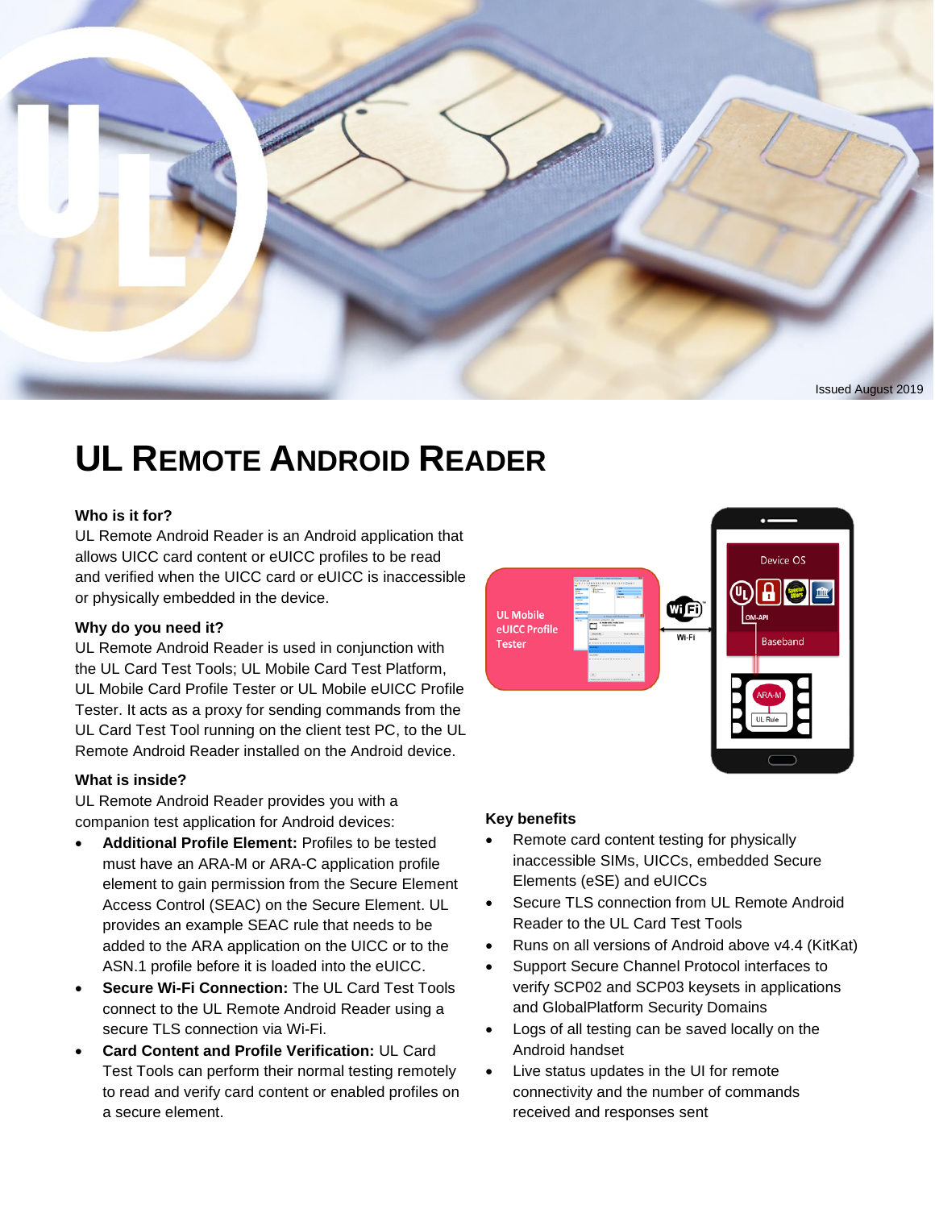Issued August 2019

# UL Remote Android Reader

### Who is it for?

UL Remote Android Reader is an Android application that allows UICC card content or eUICC profiles to be read and verified when the UICC card or eUICC is inaccessible or physically embedded in the device.

### Why do you need it?

UL Remote Android Reader is used in conjunction with the UL Card Test Tools; UL Mobile Card Test Platform, UL Mobile Card Profile Tester or UL Mobile eUICC Profile Tester. It acts as a proxy for sending commands from the UL Card Test Tool running on the client test PC, to the UL Remote Android Reader installed on the Android device.

### What is inside?

UL Remote Android Reader provides you with a companion test application for Android devices:

- **Additional Profile Element:** Profiles to be tested must have an ARA-M or ARA-C application profile element to gain permission from the Secure Element Access Control (SEAC) on the Secure Element. UL provides an example SEAC rule that needs to be added to the ARA application on the UICC or to the ASN.1 profile before it is loaded into the eUICC.
- **Secure Wi-Fi Connection:** The UL Card Test Tools connect to the UL Remote Android Reader using a secure TLS connection via Wi-Fi.
- **Card Content and Profile Verification:** UL Card Test Tools can perform their normal testing remotely to read and verify card content or enabled profiles on a secure element.

### Key benefits

- Remote card content testing for physically inaccessible SIMs, UICCs, embedded Secure Elements (eSE) and eUICCs
- Secure TLS connection from UL Remote Android Reader to the UL Card Test Tools
- Runs on all versions of Android above v4.4 (KitKat)
- Support Secure Channel Protocol interfaces to verify SCP02 and SCP03 keysets in applications and GlobalPlatform Security Domains
- Logs of all testing can be saved locally on the Android handset
- Live status updates in the UI for remote connectivity and the number of commands received and responses sent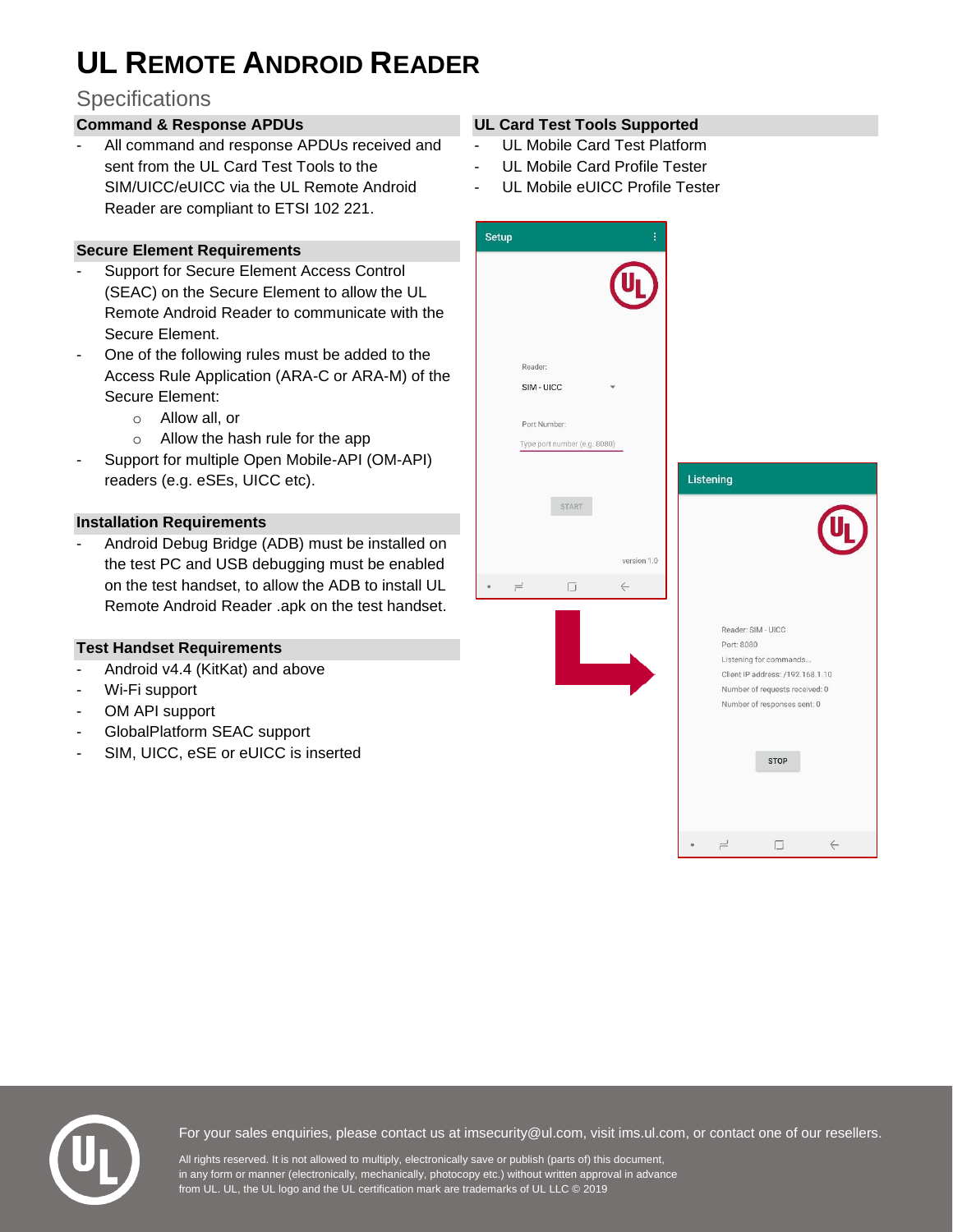# UL Remote Android Reader

## Specifications

### Command & Response APDUs

- All command and response APDUs received and sent from the UL Card Test Tools to the SIM/UICC/eUICC via the UL Remote Android Reader are compliant to ETSI 102 221.

### Secure Element Requirements

- Support for Secure Element Access Control (SEAC) on the Secure Element to allow the UL Remote Android Reader to communicate with the Secure Element.
- One of the following rules must be added to the Access Rule Application (ARA-C or ARA-M) of the Secure Element:
  - Allow all, or
  - Allow the hash rule for the app
- Support for multiple Open Mobile-API (OM-API) readers (e.g. eSEs, UICC etc).

### Installation Requirements

- Android Debug Bridge (ADB) must be installed on the test PC and USB debugging must be enabled on the test handset, to allow the ADB to install UL Remote Android Reader .apk on the test handset.

### Test Handset Requirements

- Android v4.4 (KitKat) and above
- Wi-Fi support
- OM API support
- GlobalPlatform SEAC support
- SIM, UICC, eSE or eUICC is inserted

### UL Card Test Tools Supported

- UL Mobile Card Test Platform
- UL Mobile Card Profile Tester
- UL Mobile eUICC Profile Tester

For your sales enquiries, please contact us at imsecurity@ul.com, visit ims.ul.com, or contact one of our resellers.

All rights reserved. It is not allowed to multiply, electronically save or publish (parts of) this document, in any form or manner (electronically, mechanically, photocopy etc.) without written approval in advance from UL. UL, the UL logo and the UL certification mark are trademarks of UL LLC © 2019